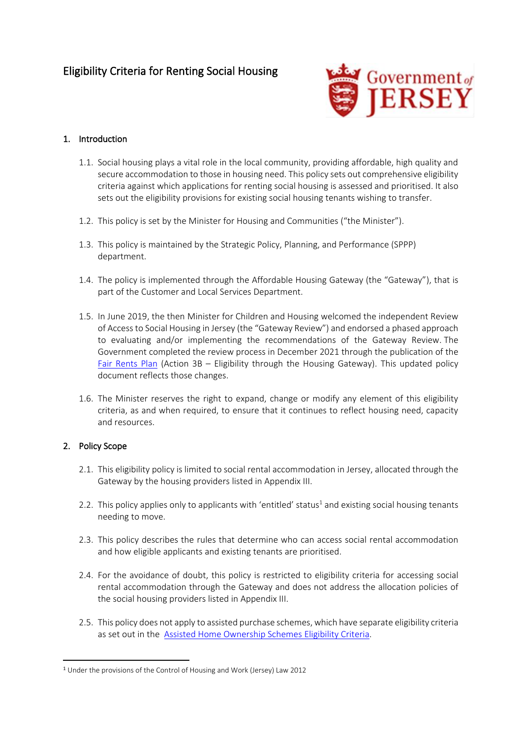# Eligibility Criteria for Renting Social Housing

## 1. Introduction

1.1. Social housing plays a vital role in the local community, providing affordable, high quality and secure accommodation to those in housing need. This policy sets out comprehensive eligibility criteria against which applications for renting social housing is assessed and prioritised. It also sets out the eligibility provisions for existing social housing tenants wishing to transfer.

1.2. This policy is set by the Minister for Housing and Communities ("the Minister").

1.3. This policy is maintained by the Strategic Policy, Planning, and Performance (SPPP) department.

1.4. The policy is implemented through the Affordable Housing Gateway (the "Gateway"), that is part of the Customer and Local Services Department.

1.5. In June 2019, the then Minister for Children and Housing welcomed the independent Review of Access to Social Housing in Jersey (the "Gateway Review") and endorsed a phased approach to evaluating and/or implementing the recommendations of the Gateway Review. The Government completed the review process in December 2021 through the publication of the Fair Rents Plan (Action 3B – Eligibility through the Housing Gateway). This updated policy document reflects those changes.

1.6. The Minister reserves the right to expand, change or modify any element of this eligibility criteria, as and when required, to ensure that it continues to reflect housing need, capacity and resources.

## 2. Policy Scope

2.1. This eligibility policy is limited to social rental accommodation in Jersey, allocated through the Gateway by the housing providers listed in Appendix III.

2.2. This policy applies only to applicants with 'entitled' status[1] and existing social housing tenants needing to move.

2.3. This policy describes the rules that determine who can access social rental accommodation and how eligible applicants and existing tenants are prioritised.

2.4. For the avoidance of doubt, this policy is restricted to eligibility criteria for accessing social rental accommodation through the Gateway and does not address the allocation policies of the social housing providers listed in Appendix III.

2.5. This policy does not apply to assisted purchase schemes, which have separate eligibility criteria as set out in the Assisted Home Ownership Schemes Eligibility Criteria.

---

[1] Under the provisions of the Control of Housing and Work (Jersey) Law 2012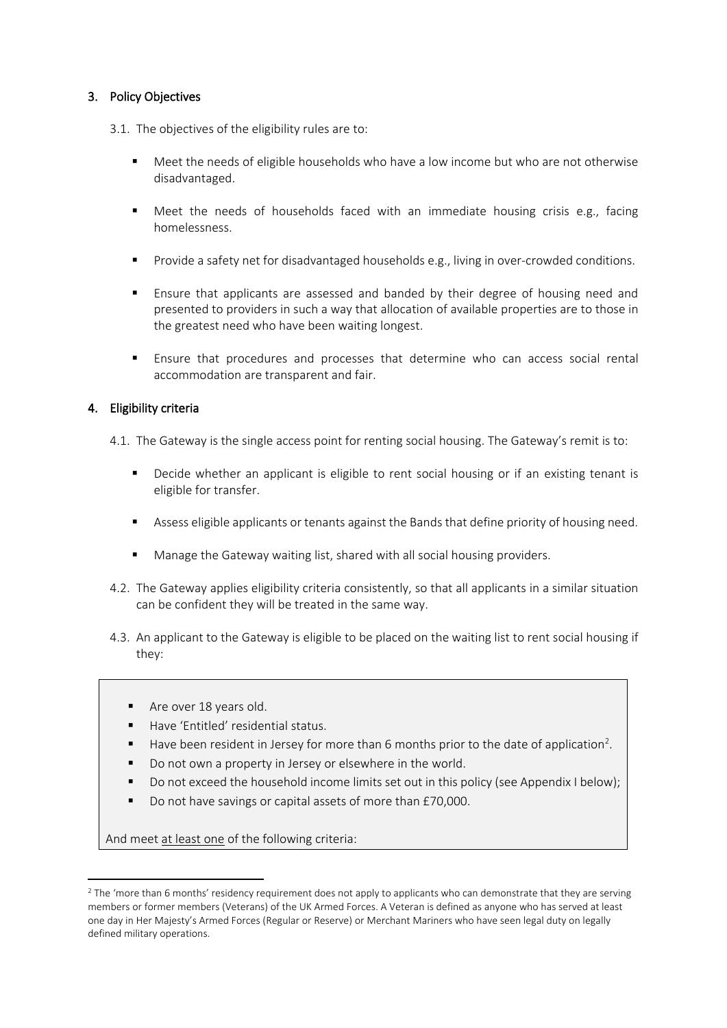## 3. Policy Objectives

3.1. The objectives of the eligibility rules are to:

- Meet the needs of eligible households who have a low income but who are not otherwise disadvantaged.
- Meet the needs of households faced with an immediate housing crisis e.g., facing homelessness.
- Provide a safety net for disadvantaged households e.g., living in over-crowded conditions.
- Ensure that applicants are assessed and banded by their degree of housing need and presented to providers in such a way that allocation of available properties are to those in the greatest need who have been waiting longest.
- Ensure that procedures and processes that determine who can access social rental accommodation are transparent and fair.

## 4. Eligibility criteria

4.1. The Gateway is the single access point for renting social housing. The Gateway's remit is to:

- Decide whether an applicant is eligible to rent social housing or if an existing tenant is eligible for transfer.
- Assess eligible applicants or tenants against the Bands that define priority of housing need.
- Manage the Gateway waiting list, shared with all social housing providers.

4.2. The Gateway applies eligibility criteria consistently, so that all applicants in a similar situation can be confident they will be treated in the same way.

4.3. An applicant to the Gateway is eligible to be placed on the waiting list to rent social housing if they:

- Are over 18 years old.
- Have 'Entitled' residential status.
- Have been resident in Jersey for more than 6 months prior to the date of application[2].
- Do not own a property in Jersey or elsewhere in the world.
- Do not exceed the household income limits set out in this policy (see Appendix I below);
- Do not have savings or capital assets of more than £70,000.

And meet at least one of the following criteria:

[2] The 'more than 6 months' residency requirement does not apply to applicants who can demonstrate that they are serving members or former members (Veterans) of the UK Armed Forces. A Veteran is defined as anyone who has served at least one day in Her Majesty's Armed Forces (Regular or Reserve) or Merchant Mariners who have seen legal duty on legally defined military operations.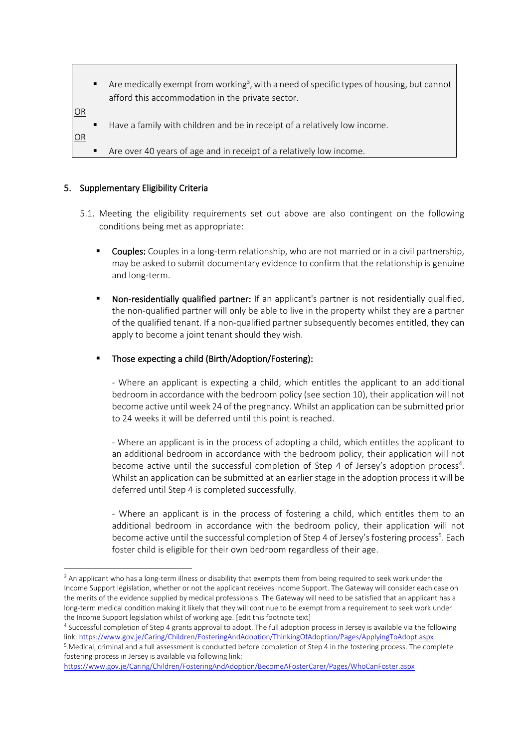- Are medically exempt from working[3], with a need of specific types of housing, but cannot afford this accommodation in the private sector.

OR

- Have a family with children and be in receipt of a relatively low income.

OR

- Are over 40 years of age and in receipt of a relatively low income.

## 5. Supplementary Eligibility Criteria

5.1. Meeting the eligibility requirements set out above are also contingent on the following conditions being met as appropriate:

- **Couples:** Couples in a long-term relationship, who are not married or in a civil partnership, may be asked to submit documentary evidence to confirm that the relationship is genuine and long-term.

- **Non-residentially qualified partner:** If an applicant's partner is not residentially qualified, the non-qualified partner will only be able to live in the property whilst they are a partner of the qualified tenant. If a non-qualified partner subsequently becomes entitled, they can apply to become a joint tenant should they wish.

- **Those expecting a child (Birth/Adoption/Fostering):**

  - Where an applicant is expecting a child, which entitles the applicant to an additional bedroom in accordance with the bedroom policy (see section 10), their application will not become active until week 24 of the pregnancy. Whilst an application can be submitted prior to 24 weeks it will be deferred until this point is reached.

  - Where an applicant is in the process of adopting a child, which entitles the applicant to an additional bedroom in accordance with the bedroom policy, their application will not become active until the successful completion of Step 4 of Jersey's adoption process[4]. Whilst an application can be submitted at an earlier stage in the adoption process it will be deferred until Step 4 is completed successfully.

  - Where an applicant is in the process of fostering a child, which entitles them to an additional bedroom in accordance with the bedroom policy, their application will not become active until the successful completion of Step 4 of Jersey's fostering process[5]. Each foster child is eligible for their own bedroom regardless of their age.

---

[3] An applicant who has a long-term illness or disability that exempts them from being required to seek work under the Income Support legislation, whether or not the applicant receives Income Support. The Gateway will consider each case on the merits of the evidence supplied by medical professionals. The Gateway will need to be satisfied that an applicant has a long-term medical condition making it likely that they will continue to be exempt from a requirement to seek work under the Income Support legislation whilst of working age. [edit this footnote text]

[4] Successful completion of Step 4 grants approval to adopt. The full adoption process in Jersey is available via the following link: https://www.gov.je/Caring/Children/FosteringAndAdoption/ThinkingOfAdoption/Pages/ApplyingToAdopt.aspx

[5] Medical, criminal and a full assessment is conducted before completion of Step 4 in the fostering process. The complete fostering process in Jersey is available via following link: https://www.gov.je/Caring/Children/FosteringAndAdoption/BecomeAFosterCarer/Pages/WhoCanFoster.aspx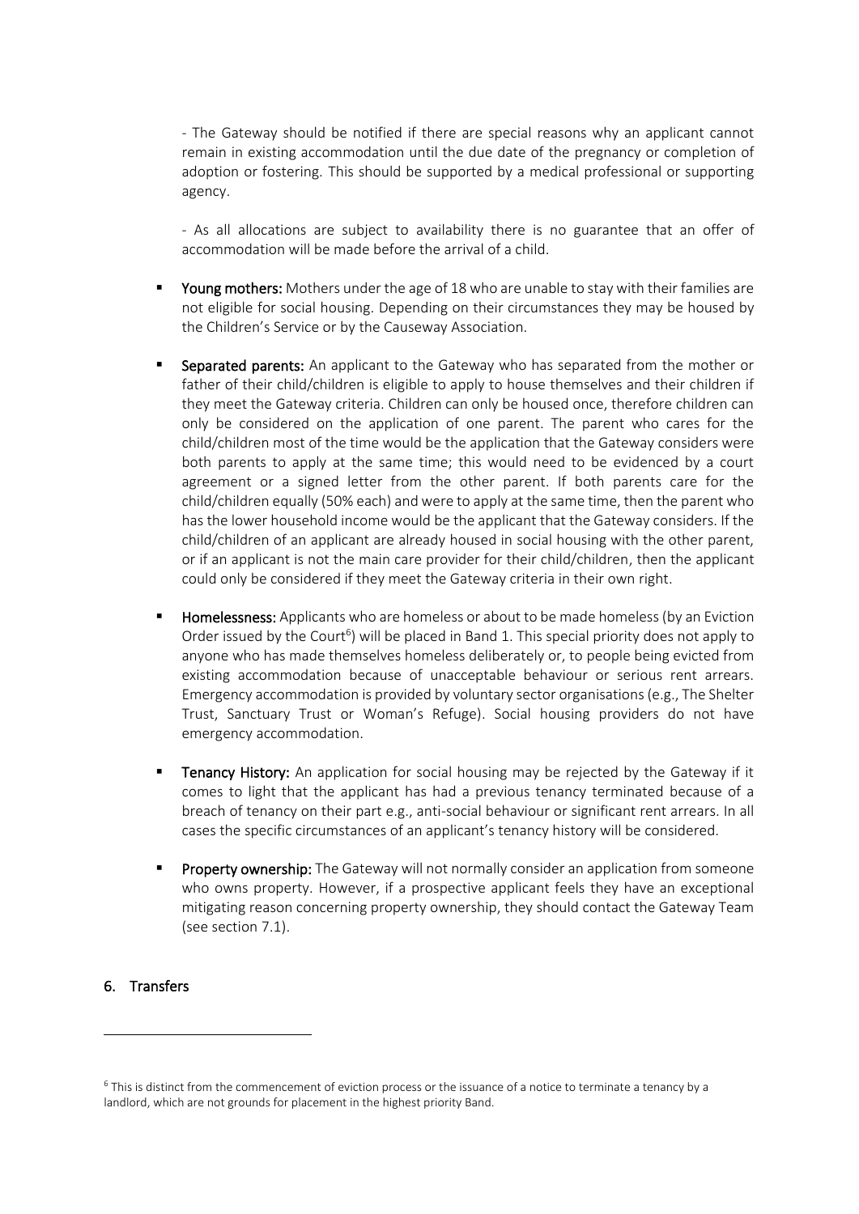- The Gateway should be notified if there are special reasons why an applicant cannot remain in existing accommodation until the due date of the pregnancy or completion of adoption or fostering. This should be supported by a medical professional or supporting agency.

- As all allocations are subject to availability there is no guarantee that an offer of accommodation will be made before the arrival of a child.

- **Young mothers:** Mothers under the age of 18 who are unable to stay with their families are not eligible for social housing. Depending on their circumstances they may be housed by the Children's Service or by the Causeway Association.

- **Separated parents:** An applicant to the Gateway who has separated from the mother or father of their child/children is eligible to apply to house themselves and their children if they meet the Gateway criteria. Children can only be housed once, therefore children can only be considered on the application of one parent. The parent who cares for the child/children most of the time would be the application that the Gateway considers were both parents to apply at the same time; this would need to be evidenced by a court agreement or a signed letter from the other parent. If both parents care for the child/children equally (50% each) and were to apply at the same time, then the parent who has the lower household income would be the applicant that the Gateway considers. If the child/children of an applicant are already housed in social housing with the other parent, or if an applicant is not the main care provider for their child/children, then the applicant could only be considered if they meet the Gateway criteria in their own right.

- **Homelessness:** Applicants who are homeless or about to be made homeless (by an Eviction Order issued by the Court[6]) will be placed in Band 1. This special priority does not apply to anyone who has made themselves homeless deliberately or, to people being evicted from existing accommodation because of unacceptable behaviour or serious rent arrears. Emergency accommodation is provided by voluntary sector organisations (e.g., The Shelter Trust, Sanctuary Trust or Woman's Refuge). Social housing providers do not have emergency accommodation.

- **Tenancy History:** An application for social housing may be rejected by the Gateway if it comes to light that the applicant has had a previous tenancy terminated because of a breach of tenancy on their part e.g., anti-social behaviour or significant rent arrears. In all cases the specific circumstances of an applicant's tenancy history will be considered.

- **Property ownership:** The Gateway will not normally consider an application from someone who owns property. However, if a prospective applicant feels they have an exceptional mitigating reason concerning property ownership, they should contact the Gateway Team (see section 7.1).

## 6. Transfers

[6] This is distinct from the commencement of eviction process or the issuance of a notice to terminate a tenancy by a landlord, which are not grounds for placement in the highest priority Band.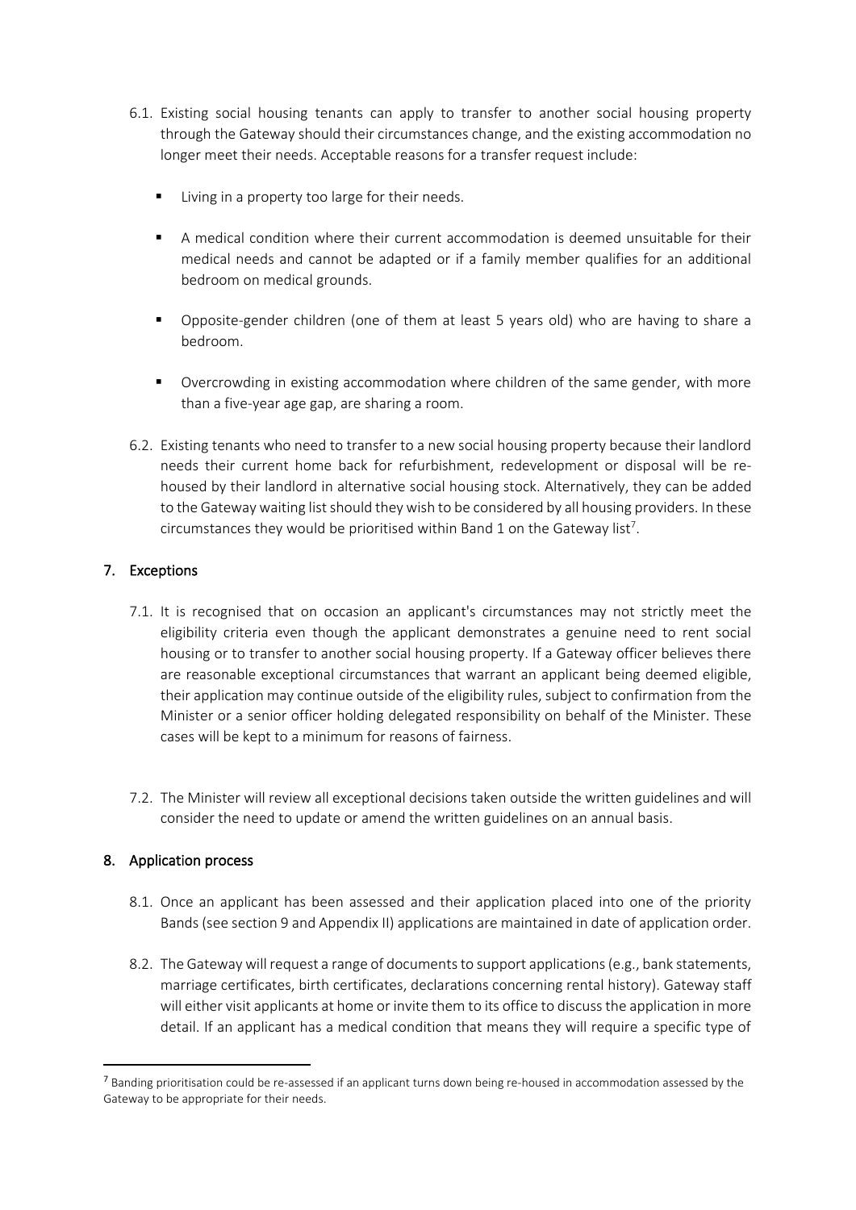6.1. Existing social housing tenants can apply to transfer to another social housing property through the Gateway should their circumstances change, and the existing accommodation no longer meet their needs. Acceptable reasons for a transfer request include:

- Living in a property too large for their needs.
- A medical condition where their current accommodation is deemed unsuitable for their medical needs and cannot be adapted or if a family member qualifies for an additional bedroom on medical grounds.
- Opposite-gender children (one of them at least 5 years old) who are having to share a bedroom.
- Overcrowding in existing accommodation where children of the same gender, with more than a five-year age gap, are sharing a room.

6.2. Existing tenants who need to transfer to a new social housing property because their landlord needs their current home back for refurbishment, redevelopment or disposal will be re-housed by their landlord in alternative social housing stock. Alternatively, they can be added to the Gateway waiting list should they wish to be considered by all housing providers. In these circumstances they would be prioritised within Band 1 on the Gateway list[7].

## 7. Exceptions

7.1. It is recognised that on occasion an applicant's circumstances may not strictly meet the eligibility criteria even though the applicant demonstrates a genuine need to rent social housing or to transfer to another social housing property. If a Gateway officer believes there are reasonable exceptional circumstances that warrant an applicant being deemed eligible, their application may continue outside of the eligibility rules, subject to confirmation from the Minister or a senior officer holding delegated responsibility on behalf of the Minister. These cases will be kept to a minimum for reasons of fairness.

7.2. The Minister will review all exceptional decisions taken outside the written guidelines and will consider the need to update or amend the written guidelines on an annual basis.

## 8. Application process

8.1. Once an applicant has been assessed and their application placed into one of the priority Bands (see section 9 and Appendix II) applications are maintained in date of application order.

8.2. The Gateway will request a range of documents to support applications (e.g., bank statements, marriage certificates, birth certificates, declarations concerning rental history). Gateway staff will either visit applicants at home or invite them to its office to discuss the application in more detail. If an applicant has a medical condition that means they will require a specific type of

[7] Banding prioritisation could be re-assessed if an applicant turns down being re-housed in accommodation assessed by the Gateway to be appropriate for their needs.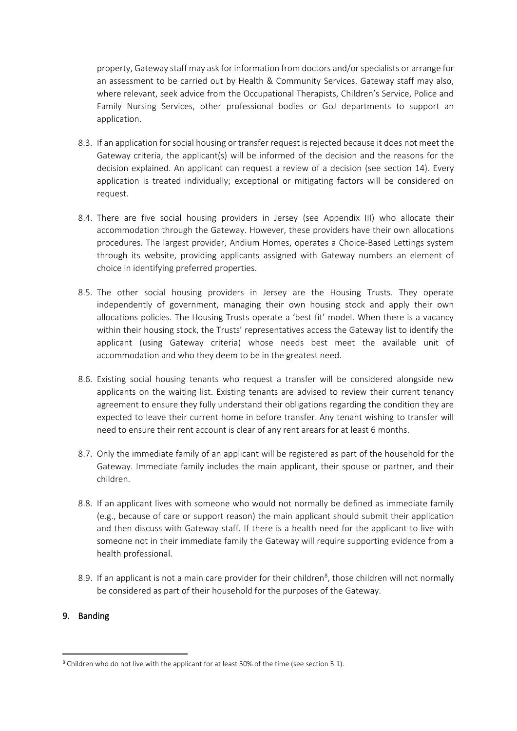property, Gateway staff may ask for information from doctors and/or specialists or arrange for an assessment to be carried out by Health & Community Services. Gateway staff may also, where relevant, seek advice from the Occupational Therapists, Children's Service, Police and Family Nursing Services, other professional bodies or GoJ departments to support an application.

8.3. If an application for social housing or transfer request is rejected because it does not meet the Gateway criteria, the applicant(s) will be informed of the decision and the reasons for the decision explained. An applicant can request a review of a decision (see section 14). Every application is treated individually; exceptional or mitigating factors will be considered on request.

8.4. There are five social housing providers in Jersey (see Appendix III) who allocate their accommodation through the Gateway. However, these providers have their own allocations procedures. The largest provider, Andium Homes, operates a Choice-Based Lettings system through its website, providing applicants assigned with Gateway numbers an element of choice in identifying preferred properties.

8.5. The other social housing providers in Jersey are the Housing Trusts. They operate independently of government, managing their own housing stock and apply their own allocations policies. The Housing Trusts operate a 'best fit' model. When there is a vacancy within their housing stock, the Trusts' representatives access the Gateway list to identify the applicant (using Gateway criteria) whose needs best meet the available unit of accommodation and who they deem to be in the greatest need.

8.6. Existing social housing tenants who request a transfer will be considered alongside new applicants on the waiting list. Existing tenants are advised to review their current tenancy agreement to ensure they fully understand their obligations regarding the condition they are expected to leave their current home in before transfer. Any tenant wishing to transfer will need to ensure their rent account is clear of any rent arears for at least 6 months.

8.7. Only the immediate family of an applicant will be registered as part of the household for the Gateway. Immediate family includes the main applicant, their spouse or partner, and their children.

8.8. If an applicant lives with someone who would not normally be defined as immediate family (e.g., because of care or support reason) the main applicant should submit their application and then discuss with Gateway staff. If there is a health need for the applicant to live with someone not in their immediate family the Gateway will require supporting evidence from a health professional.

8.9. If an applicant is not a main care provider for their children[8], those children will not normally be considered as part of their household for the purposes of the Gateway.

## 9. Banding

[8] Children who do not live with the applicant for at least 50% of the time (see section 5.1).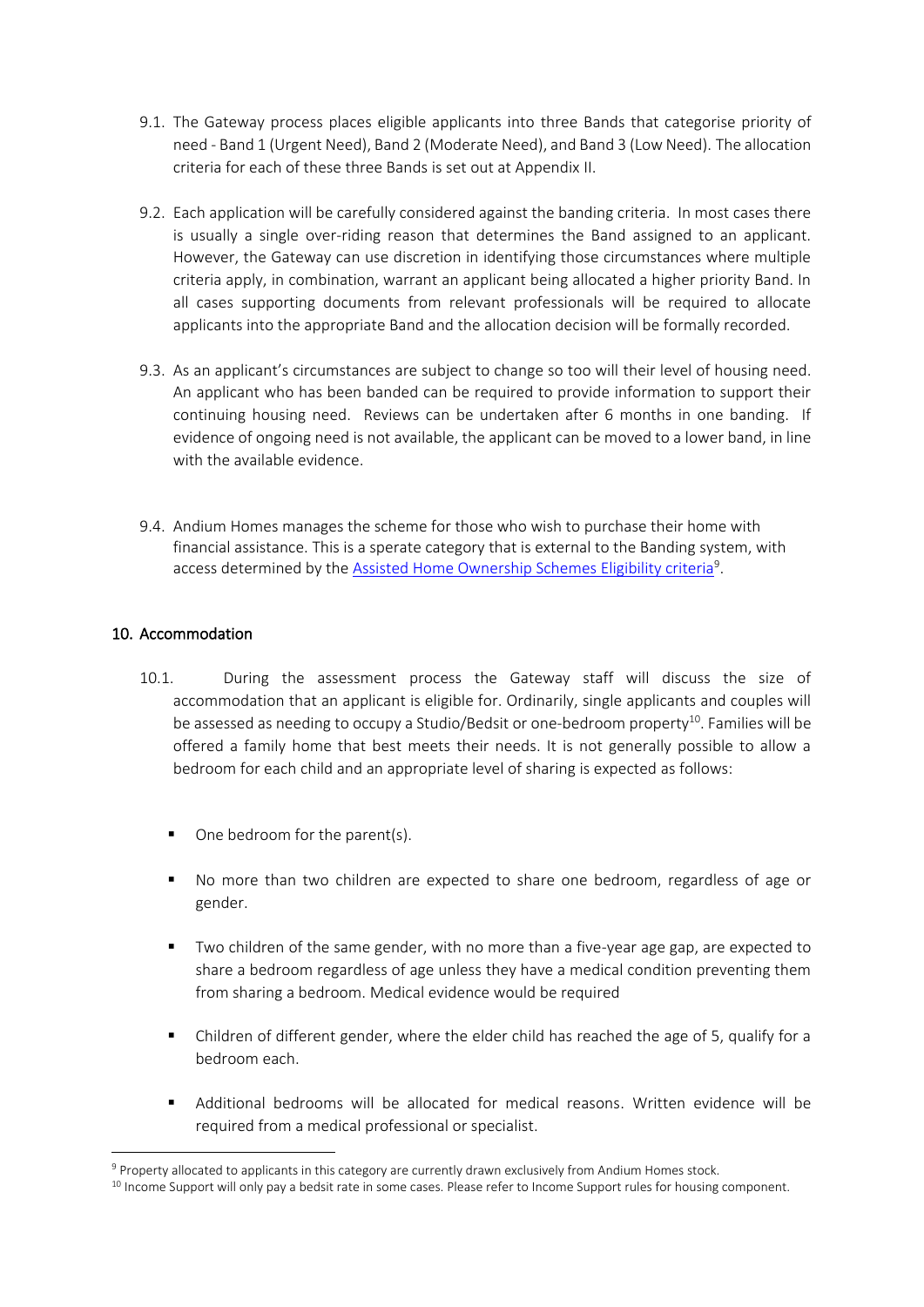9.1. The Gateway process places eligible applicants into three Bands that categorise priority of need - Band 1 (Urgent Need), Band 2 (Moderate Need), and Band 3 (Low Need). The allocation criteria for each of these three Bands is set out at Appendix II.

9.2. Each application will be carefully considered against the banding criteria. In most cases there is usually a single over-riding reason that determines the Band assigned to an applicant. However, the Gateway can use discretion in identifying those circumstances where multiple criteria apply, in combination, warrant an applicant being allocated a higher priority Band. In all cases supporting documents from relevant professionals will be required to allocate applicants into the appropriate Band and the allocation decision will be formally recorded.

9.3. As an applicant's circumstances are subject to change so too will their level of housing need. An applicant who has been banded can be required to provide information to support their continuing housing need. Reviews can be undertaken after 6 months in one banding. If evidence of ongoing need is not available, the applicant can be moved to a lower band, in line with the available evidence.

9.4. Andium Homes manages the scheme for those who wish to purchase their home with financial assistance. This is a sperate category that is external to the Banding system, with access determined by the Assisted Home Ownership Schemes Eligibility criteria[9].

## 10. Accommodation

10.1. During the assessment process the Gateway staff will discuss the size of accommodation that an applicant is eligible for. Ordinarily, single applicants and couples will be assessed as needing to occupy a Studio/Bedsit or one-bedroom property[10]. Families will be offered a family home that best meets their needs. It is not generally possible to allow a bedroom for each child and an appropriate level of sharing is expected as follows:

- One bedroom for the parent(s).
- No more than two children are expected to share one bedroom, regardless of age or gender.
- Two children of the same gender, with no more than a five-year age gap, are expected to share a bedroom regardless of age unless they have a medical condition preventing them from sharing a bedroom. Medical evidence would be required
- Children of different gender, where the elder child has reached the age of 5, qualify for a bedroom each.
- Additional bedrooms will be allocated for medical reasons. Written evidence will be required from a medical professional or specialist.

---

[9] Property allocated to applicants in this category are currently drawn exclusively from Andium Homes stock.

[10] Income Support will only pay a bedsit rate in some cases. Please refer to Income Support rules for housing component.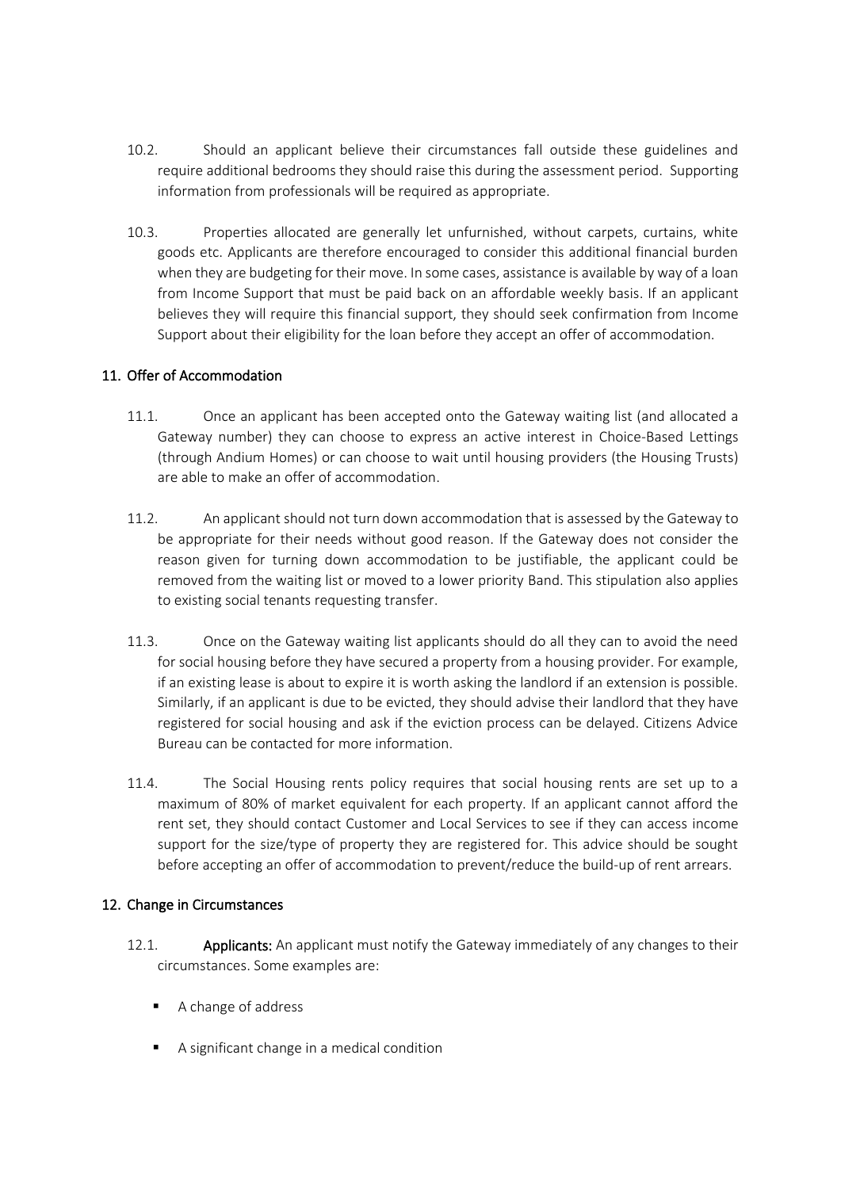10.2. Should an applicant believe their circumstances fall outside these guidelines and require additional bedrooms they should raise this during the assessment period. Supporting information from professionals will be required as appropriate.

10.3. Properties allocated are generally let unfurnished, without carpets, curtains, white goods etc. Applicants are therefore encouraged to consider this additional financial burden when they are budgeting for their move. In some cases, assistance is available by way of a loan from Income Support that must be paid back on an affordable weekly basis. If an applicant believes they will require this financial support, they should seek confirmation from Income Support about their eligibility for the loan before they accept an offer of accommodation.

## 11. Offer of Accommodation

11.1. Once an applicant has been accepted onto the Gateway waiting list (and allocated a Gateway number) they can choose to express an active interest in Choice-Based Lettings (through Andium Homes) or can choose to wait until housing providers (the Housing Trusts) are able to make an offer of accommodation.

11.2. An applicant should not turn down accommodation that is assessed by the Gateway to be appropriate for their needs without good reason. If the Gateway does not consider the reason given for turning down accommodation to be justifiable, the applicant could be removed from the waiting list or moved to a lower priority Band. This stipulation also applies to existing social tenants requesting transfer.

11.3. Once on the Gateway waiting list applicants should do all they can to avoid the need for social housing before they have secured a property from a housing provider. For example, if an existing lease is about to expire it is worth asking the landlord if an extension is possible. Similarly, if an applicant is due to be evicted, they should advise their landlord that they have registered for social housing and ask if the eviction process can be delayed. Citizens Advice Bureau can be contacted for more information.

11.4. The Social Housing rents policy requires that social housing rents are set up to a maximum of 80% of market equivalent for each property. If an applicant cannot afford the rent set, they should contact Customer and Local Services to see if they can access income support for the size/type of property they are registered for. This advice should be sought before accepting an offer of accommodation to prevent/reduce the build-up of rent arrears.

## 12. Change in Circumstances

12.1. **Applicants:** An applicant must notify the Gateway immediately of any changes to their circumstances. Some examples are:

- A change of address
- A significant change in a medical condition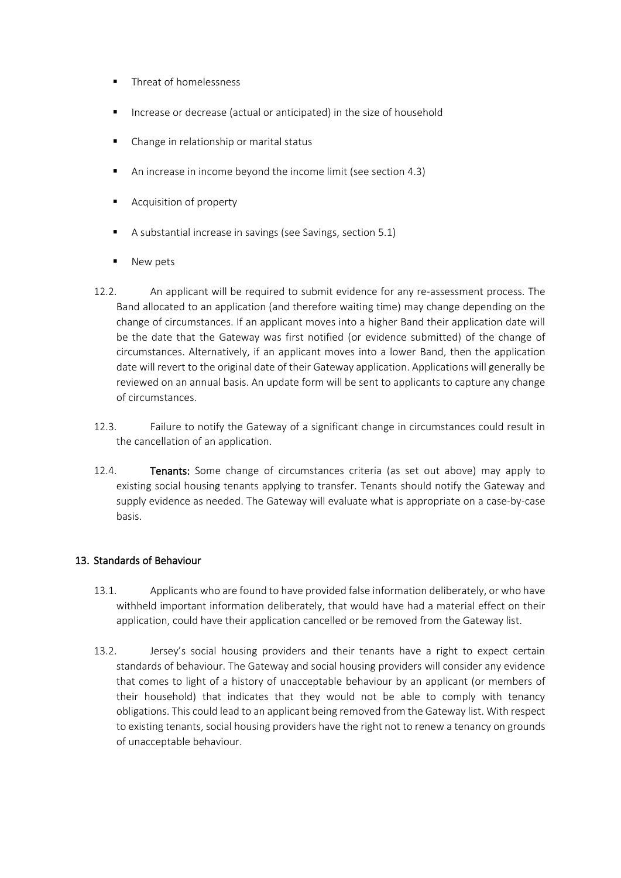- Threat of homelessness
- Increase or decrease (actual or anticipated) in the size of household
- Change in relationship or marital status
- An increase in income beyond the income limit (see section 4.3)
- Acquisition of property
- A substantial increase in savings (see Savings, section 5.1)
- New pets

12.2. An applicant will be required to submit evidence for any re-assessment process. The Band allocated to an application (and therefore waiting time) may change depending on the change of circumstances. If an applicant moves into a higher Band their application date will be the date that the Gateway was first notified (or evidence submitted) of the change of circumstances. Alternatively, if an applicant moves into a lower Band, then the application date will revert to the original date of their Gateway application. Applications will generally be reviewed on an annual basis. An update form will be sent to applicants to capture any change of circumstances.

12.3. Failure to notify the Gateway of a significant change in circumstances could result in the cancellation of an application.

12.4. **Tenants:** Some change of circumstances criteria (as set out above) may apply to existing social housing tenants applying to transfer. Tenants should notify the Gateway and supply evidence as needed. The Gateway will evaluate what is appropriate on a case-by-case basis.

## 13. Standards of Behaviour

13.1. Applicants who are found to have provided false information deliberately, or who have withheld important information deliberately, that would have had a material effect on their application, could have their application cancelled or be removed from the Gateway list.

13.2. Jersey's social housing providers and their tenants have a right to expect certain standards of behaviour. The Gateway and social housing providers will consider any evidence that comes to light of a history of unacceptable behaviour by an applicant (or members of their household) that indicates that they would not be able to comply with tenancy obligations. This could lead to an applicant being removed from the Gateway list. With respect to existing tenants, social housing providers have the right not to renew a tenancy on grounds of unacceptable behaviour.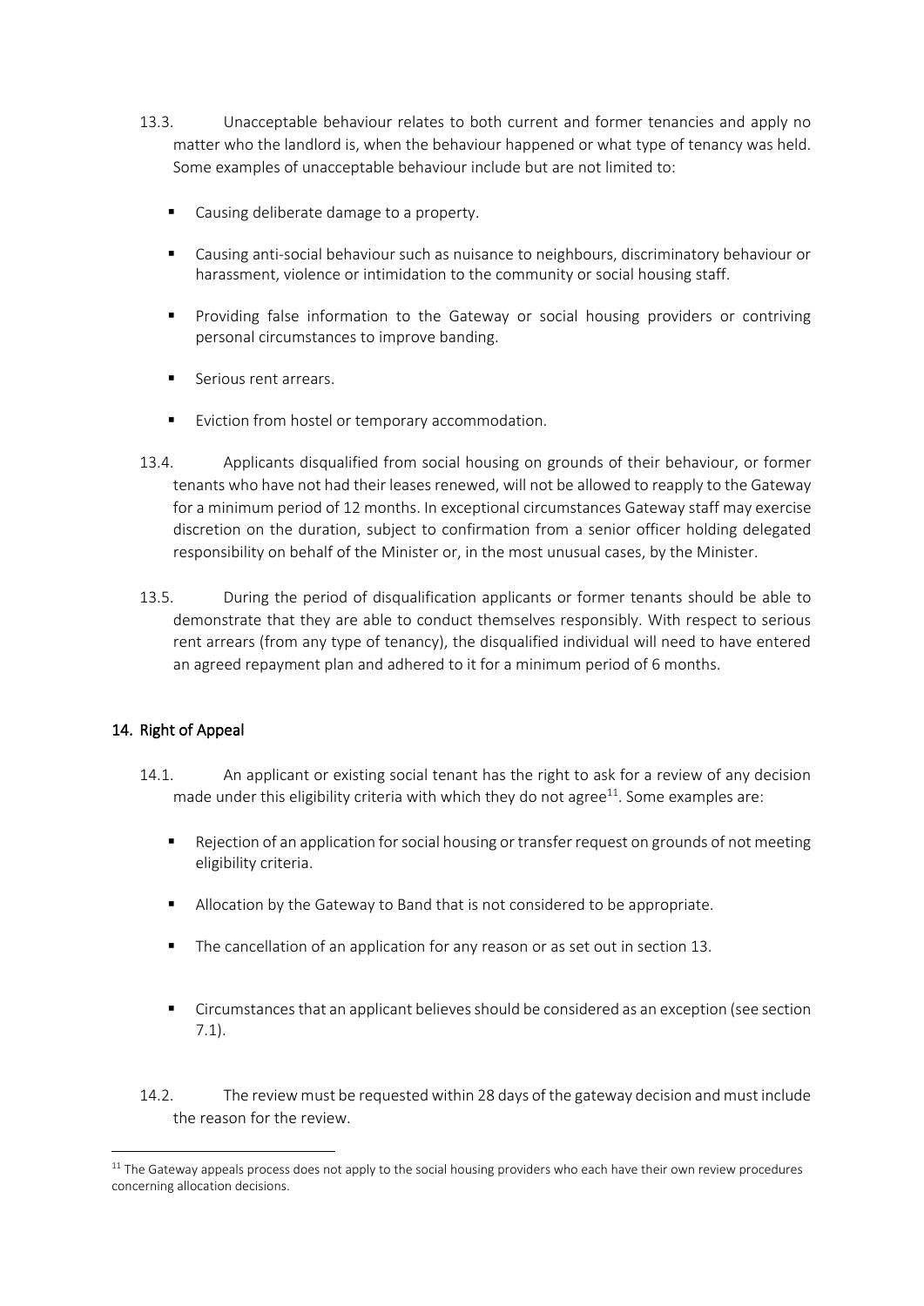13.3. Unacceptable behaviour relates to both current and former tenancies and apply no matter who the landlord is, when the behaviour happened or what type of tenancy was held. Some examples of unacceptable behaviour include but are not limited to:

- Causing deliberate damage to a property.
- Causing anti-social behaviour such as nuisance to neighbours, discriminatory behaviour or harassment, violence or intimidation to the community or social housing staff.
- Providing false information to the Gateway or social housing providers or contriving personal circumstances to improve banding.
- Serious rent arrears.
- Eviction from hostel or temporary accommodation.

13.4. Applicants disqualified from social housing on grounds of their behaviour, or former tenants who have not had their leases renewed, will not be allowed to reapply to the Gateway for a minimum period of 12 months. In exceptional circumstances Gateway staff may exercise discretion on the duration, subject to confirmation from a senior officer holding delegated responsibility on behalf of the Minister or, in the most unusual cases, by the Minister.

13.5. During the period of disqualification applicants or former tenants should be able to demonstrate that they are able to conduct themselves responsibly. With respect to serious rent arrears (from any type of tenancy), the disqualified individual will need to have entered an agreed repayment plan and adhered to it for a minimum period of 6 months.

## 14. Right of Appeal

14.1. An applicant or existing social tenant has the right to ask for a review of any decision made under this eligibility criteria with which they do not agree[11]. Some examples are:

- Rejection of an application for social housing or transfer request on grounds of not meeting eligibility criteria.
- Allocation by the Gateway to Band that is not considered to be appropriate.
- The cancellation of an application for any reason or as set out in section 13.
- Circumstances that an applicant believes should be considered as an exception (see section 7.1).

14.2. The review must be requested within 28 days of the gateway decision and must include the reason for the review.

[11] The Gateway appeals process does not apply to the social housing providers who each have their own review procedures concerning allocation decisions.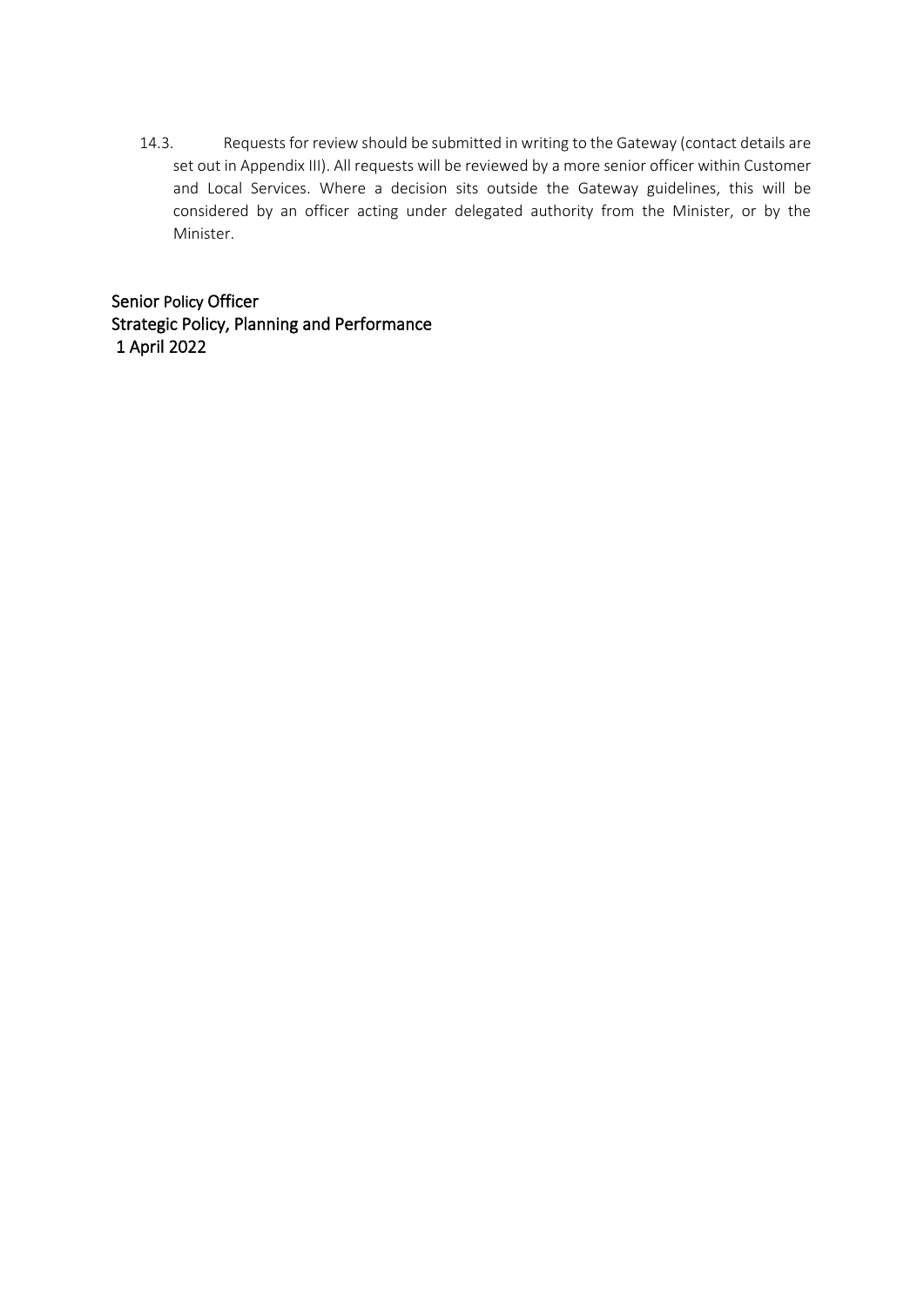14.3. Requests for review should be submitted in writing to the Gateway (contact details are set out in Appendix III). All requests will be reviewed by a more senior officer within Customer and Local Services. Where a decision sits outside the Gateway guidelines, this will be considered by an officer acting under delegated authority from the Minister, or by the Minister.

Senior Policy Officer
Strategic Policy, Planning and Performance
1 April 2022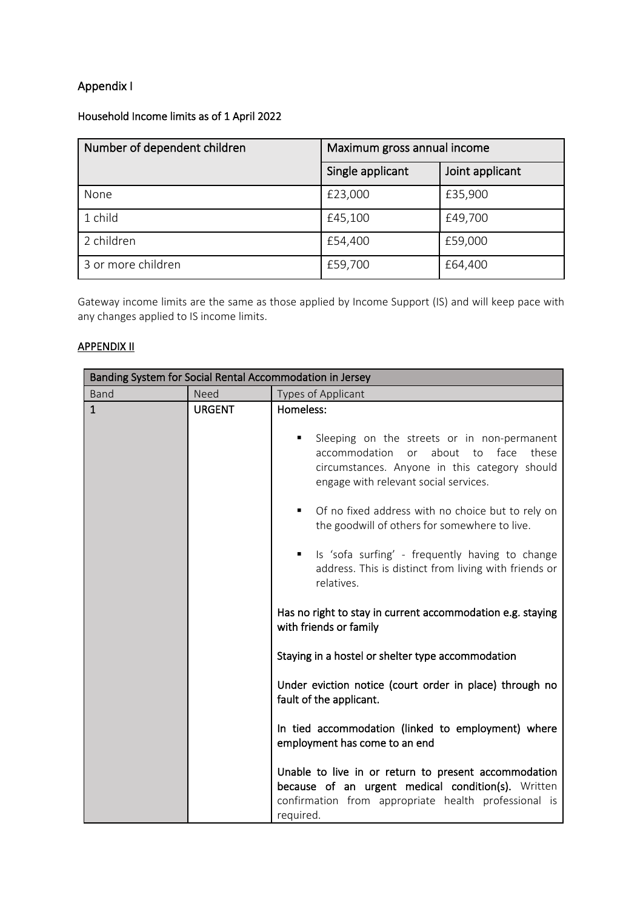## Appendix I

### Household Income limits as of 1 April 2022

| Number of dependent children | Maximum gross annual income | |
|---|---|---|
| | Single applicant | Joint applicant |
| None | £23,000 | £35,900 |
| 1 child | £45,100 | £49,700 |
| 2 children | £54,400 | £59,000 |
| 3 or more children | £59,700 | £64,400 |

Gateway income limits are the same as those applied by Income Support (IS) and will keep pace with any changes applied to IS income limits.

## APPENDIX II

| Banding System for Social Rental Accommodation in Jersey | | |
|---|---|---|
| Band | Need | Types of Applicant |
| **1** | **URGENT** | **Homeless:**<br><br>▪ Sleeping on the streets or in non-permanent accommodation or about to face these circumstances. Anyone in this category should engage with relevant social services.<br><br>▪ Of no fixed address with no choice but to rely on the goodwill of others for somewhere to live.<br><br>▪ Is 'sofa surfing' - frequently having to change address. This is distinct from living with friends or relatives.<br><br>**Has no right to stay in current accommodation e.g. staying with friends or family**<br><br>**Staying in a hostel or shelter type accommodation**<br><br>**Under eviction notice (court order in place) through no fault of the applicant.**<br><br>**In tied accommodation (linked to employment) where employment has come to an end**<br><br>**Unable to live in or return to present accommodation because of an urgent medical condition(s).** Written confirmation from appropriate health professional is required. |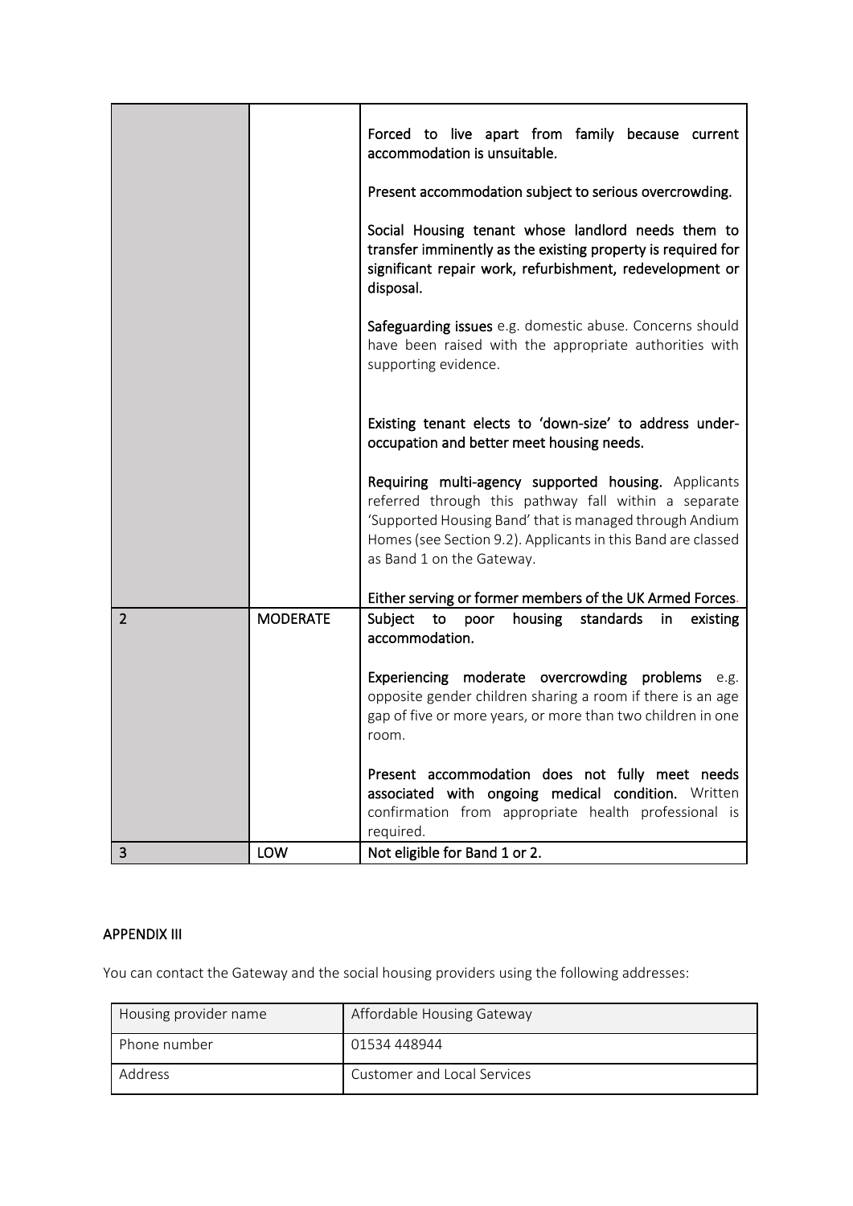| | | |
|---|---|---|
| | | **Forced to live apart from family because current accommodation is unsuitable.**<br><br>**Present accommodation subject to serious overcrowding.**<br><br>**Social Housing tenant whose landlord needs them to transfer imminently as the existing property is required for significant repair work, refurbishment, redevelopment or disposal.**<br><br>**Safeguarding issues** e.g. domestic abuse. Concerns should have been raised with the appropriate authorities with supporting evidence.<br><br>**Existing tenant elects to 'down-size' to address under-occupation and better meet housing needs.**<br><br>**Requiring multi-agency supported housing.** Applicants referred through this pathway fall within a separate 'Supported Housing Band' that is managed through Andium Homes (see Section 9.2). Applicants in this Band are classed as Band 1 on the Gateway.<br><br>**Either serving or former members of the UK Armed Forces**. |
| 2 | MODERATE | **Subject to poor housing standards in existing accommodation.**<br><br>**Experiencing moderate overcrowding problems** e.g. opposite gender children sharing a room if there is an age gap of five or more years, or more than two children in one room.<br><br>**Present accommodation does not fully meet needs associated with ongoing medical condition.** Written confirmation from appropriate health professional is required. |
| 3 | LOW | **Not eligible for Band 1 or 2.** |

## APPENDIX III

You can contact the Gateway and the social housing providers using the following addresses:

| Housing provider name | Affordable Housing Gateway |
|---|---|
| Phone number | 01534 448944 |
| Address | Customer and Local Services |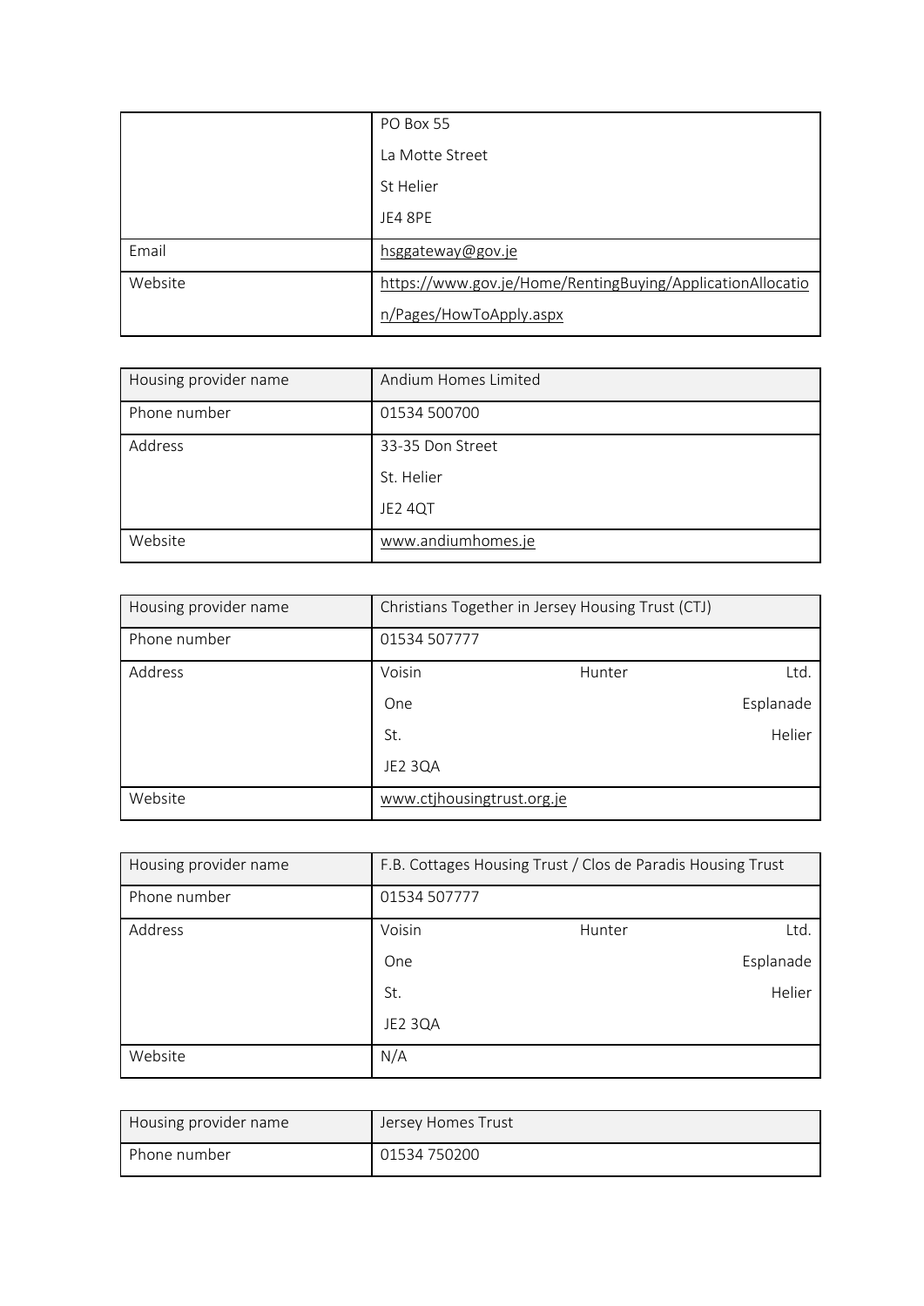| | |
|---|---|
| | PO Box 55<br>La Motte Street<br>St Helier<br>JE4 8PE |
| Email | hsggateway@gov.je |
| Website | https://www.gov.je/Home/RentingBuying/ApplicationAllocation/Pages/HowToApply.aspx |

| Housing provider name | Andium Homes Limited |
|---|---|
| Phone number | 01534 500700 |
| Address | 33-35 Don Street<br>St. Helier<br>JE2 4QT |
| Website | www.andiumhomes.je |

| Housing provider name | Christians Together in Jersey Housing Trust (CTJ) |
|---|---|
| Phone number | 01534 507777 |
| Address | Voisin Hunter Ltd.<br>One Esplanade<br>St. Helier<br>JE2 3QA |
| Website | www.ctjhousingtrust.org.je |

| Housing provider name | F.B. Cottages Housing Trust / Clos de Paradis Housing Trust |
|---|---|
| Phone number | 01534 507777 |
| Address | Voisin Hunter Ltd.<br>One Esplanade<br>St. Helier<br>JE2 3QA |
| Website | N/A |

| Housing provider name | Jersey Homes Trust |
|---|---|
| Phone number | 01534 750200 |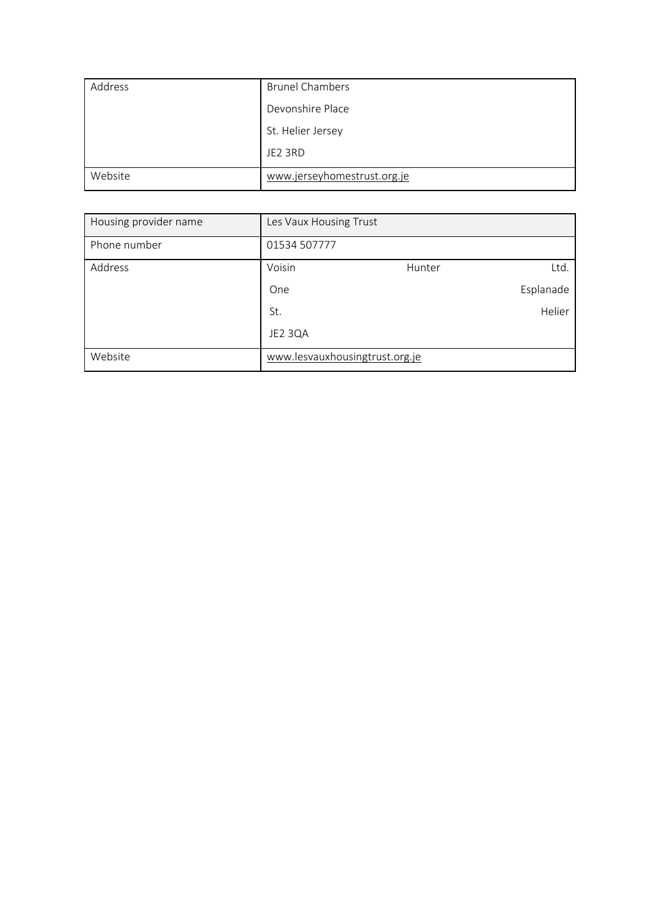| | |
|---|---|
| Address | Brunel Chambers<br>Devonshire Place<br>St. Helier Jersey<br>JE2 3RD |
| Website | www.jerseyhomestrust.org.je |

| | |
|---|---|
| Housing provider name | Les Vaux Housing Trust |
| Phone number | 01534 507777 |
| Address | Voisin Hunter Ltd.<br>One Esplanade<br>St. Helier<br>JE2 3QA |
| Website | www.lesvauxhousingtrust.org.je |